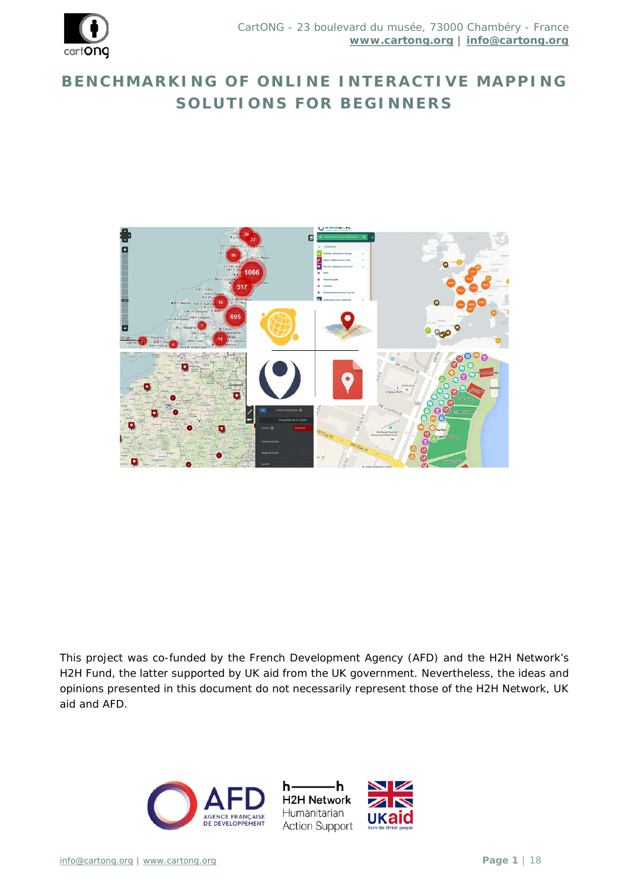CartONG - 23 boulevard du musée, 73000 Chambéry - France
**www.cartong.org** | **info@cartong.org**

# BENCHMARKING OF ONLINE INTERACTIVE MAPPING SOLUTIONS FOR BEGINNERS

This project was co-funded by the French Development Agency (AFD) and the H2H Network's H2H Fund, the latter supported by UK aid from the UK government. Nevertheless, the ideas and opinions presented in this document do not necessarily represent those of the H2H Network, UK aid and AFD.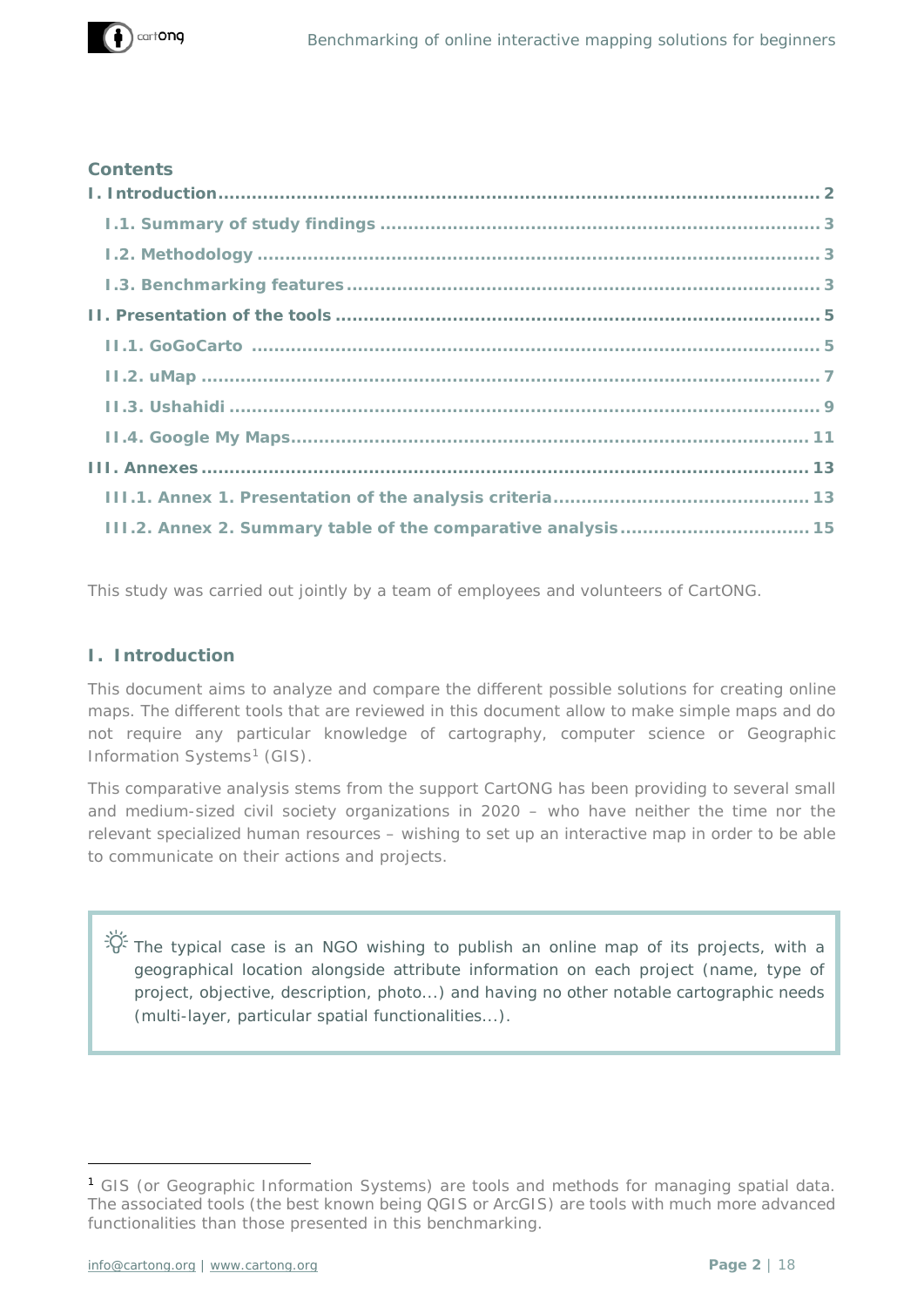## Contents

- I. Introduction ........ 2
  - I.1. Summary of study findings ........ 3
  - I.2. Methodology ........ 3
  - I.3. Benchmarking features ........ 3
- II. Presentation of the tools ........ 5
  - II.1. GoGoCarto ........ 5
  - II.2. uMap ........ 7
  - II.3. Ushahidi ........ 9
  - II.4. Google My Maps ........ 11
- III. Annexes ........ 13
  - III.1. Annex 1. Presentation of the analysis criteria ........ 13
  - III.2. Annex 2. Summary table of the comparative analysis ........ 15

This study was carried out jointly by a team of employees and volunteers of CartONG.

## I. Introduction

This document aims to analyze and compare the different possible solutions for creating online maps. The different tools that are reviewed in this document allow to make simple maps and do not require any particular knowledge of cartography, computer science or Geographic Information Systems[1] (GIS).

This comparative analysis stems from the support CartONG has been providing to several small and medium-sized civil society organizations in 2020 – who have neither the time nor the relevant specialized human resources – wishing to set up an interactive map in order to be able to communicate on their actions and projects.

> The typical case is an NGO wishing to publish an online map of its projects, with a geographical location alongside attribute information on each project (name, type of project, objective, description, photo...) and having no other notable cartographic needs (multi-layer, particular spatial functionalities...).

[1] GIS (or Geographic Information Systems) are tools and methods for managing spatial data. The associated tools (the best known being QGIS or ArcGIS) are tools with much more advanced functionalities than those presented in this benchmarking.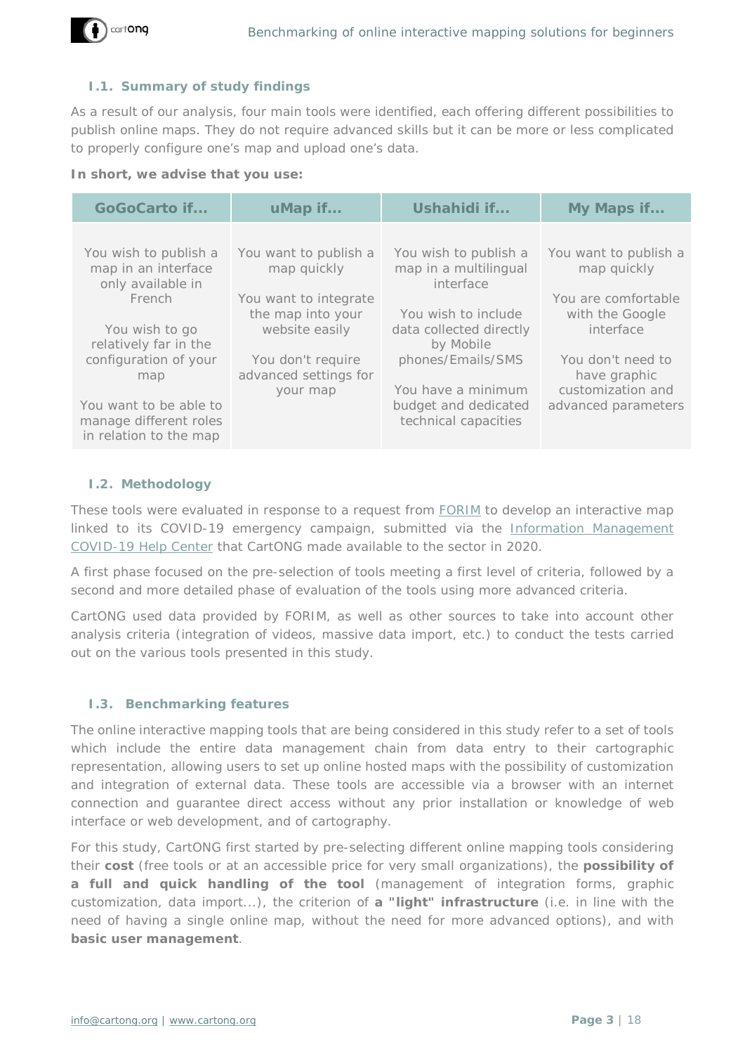### I.1. Summary of study findings

As a result of our analysis, four main tools were identified, each offering different possibilities to publish online maps. They do not require advanced skills but it can be more or less complicated to properly configure one's map and upload one's data.

**In short, we advise that you use:**

| GoGoCarto if... | uMap if... | Ushahidi if... | My Maps if... |
| --- | --- | --- | --- |
| You wish to publish a map in an interface only available in French<br><br>You wish to go relatively far in the configuration of your map<br><br>You want to be able to manage different roles in relation to the map | You want to publish a map quickly<br><br>You want to integrate the map into your website easily<br><br>You don't require advanced settings for your map | You wish to publish a map in a multilingual interface<br><br>You wish to include data collected directly by Mobile phones/Emails/SMS<br><br>You have a minimum budget and dedicated technical capacities | You want to publish a map quickly<br><br>You are comfortable with the Google interface<br><br>You don't need to have graphic customization and advanced parameters |

### I.2. Methodology

These tools were evaluated in response to a request from FORIM to develop an interactive map linked to its COVID-19 emergency campaign, submitted via the Information Management COVID-19 Help Center that CartONG made available to the sector in 2020.

A first phase focused on the pre-selection of tools meeting a first level of criteria, followed by a second and more detailed phase of evaluation of the tools using more advanced criteria.

CartONG used data provided by FORIM, as well as other sources to take into account other analysis criteria (integration of videos, massive data import, etc.) to conduct the tests carried out on the various tools presented in this study.

### I.3. Benchmarking features

The online interactive mapping tools that are being considered in this study refer to a set of tools which include the entire data management chain from data entry to their cartographic representation, allowing users to set up online hosted maps with the possibility of customization and integration of external data. These tools are accessible via a browser with an internet connection and guarantee direct access without any prior installation or knowledge of web interface or web development, and of cartography.

For this study, CartONG first started by pre-selecting different online mapping tools considering their **cost** (free tools or at an accessible price for very small organizations), the **possibility of a full and quick handling of the tool** (management of integration forms, graphic customization, data import...), the criterion of **a "light" infrastructure** (i.e. in line with the need of having a single online map, without the need for more advanced options), and with **basic user management**.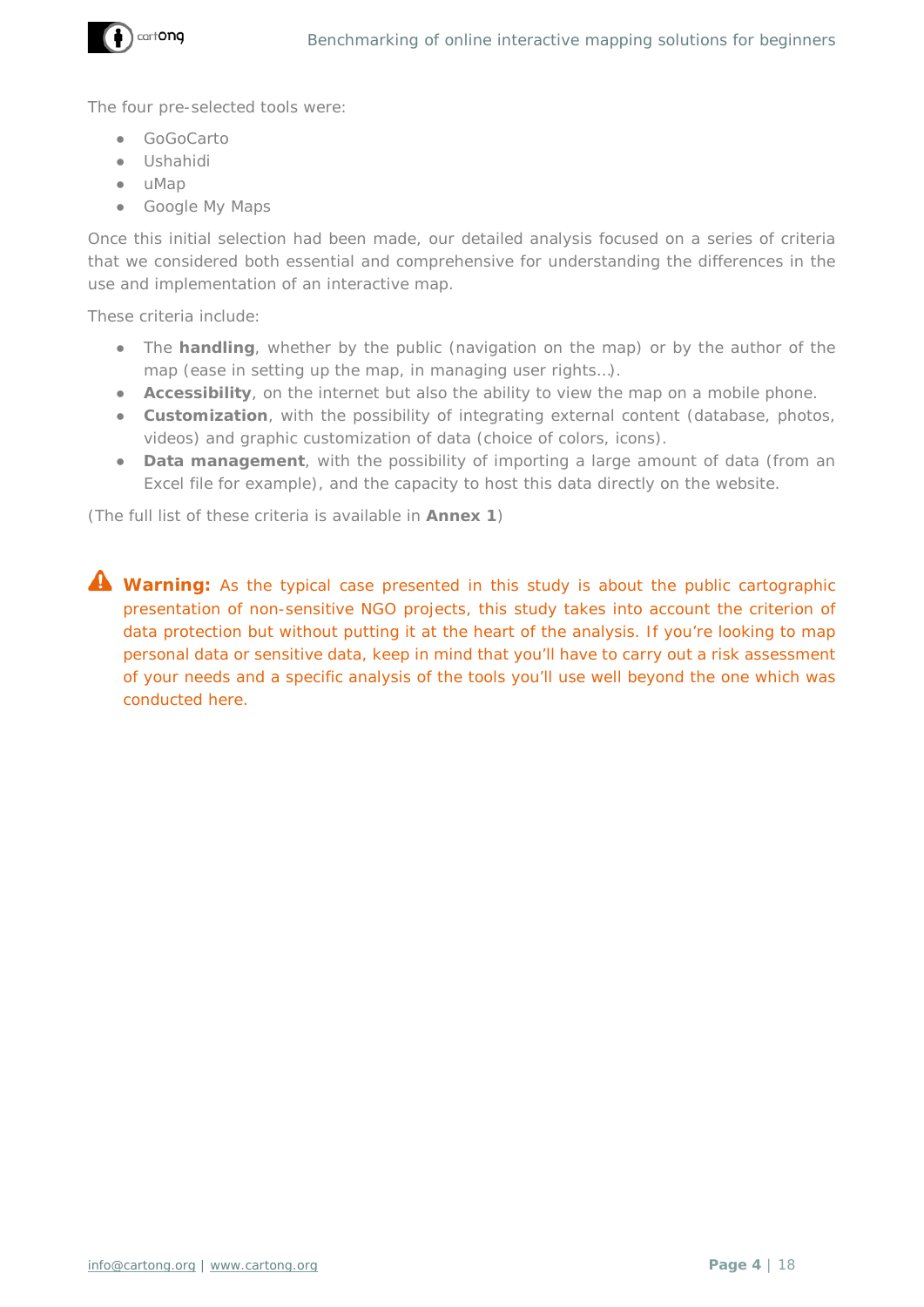The four pre-selected tools were:

- GoGoCarto
- Ushahidi
- uMap
- Google My Maps

Once this initial selection had been made, our detailed analysis focused on a series of criteria that we considered both essential and comprehensive for understanding the differences in the use and implementation of an interactive map.

These criteria include:

- The **handling**, whether by the public (navigation on the map) or by the author of the map (ease in setting up the map, in managing user rights…).
- **Accessibility**, on the internet but also the ability to view the map on a mobile phone.
- **Customization**, with the possibility of integrating external content (database, photos, videos) and graphic customization of data (choice of colors, icons).
- **Data management**, with the possibility of importing a large amount of data (from an Excel file for example), and the capacity to host this data directly on the website.

(The full list of these criteria is available in **Annex 1**)

**Warning:** As the typical case presented in this study is about the public cartographic presentation of non-sensitive NGO projects, this study takes into account the criterion of data protection but without putting it at the heart of the analysis. If you're looking to map personal data or sensitive data, keep in mind that you'll have to carry out a risk assessment of your needs and a specific analysis of the tools you'll use well beyond the one which was conducted here.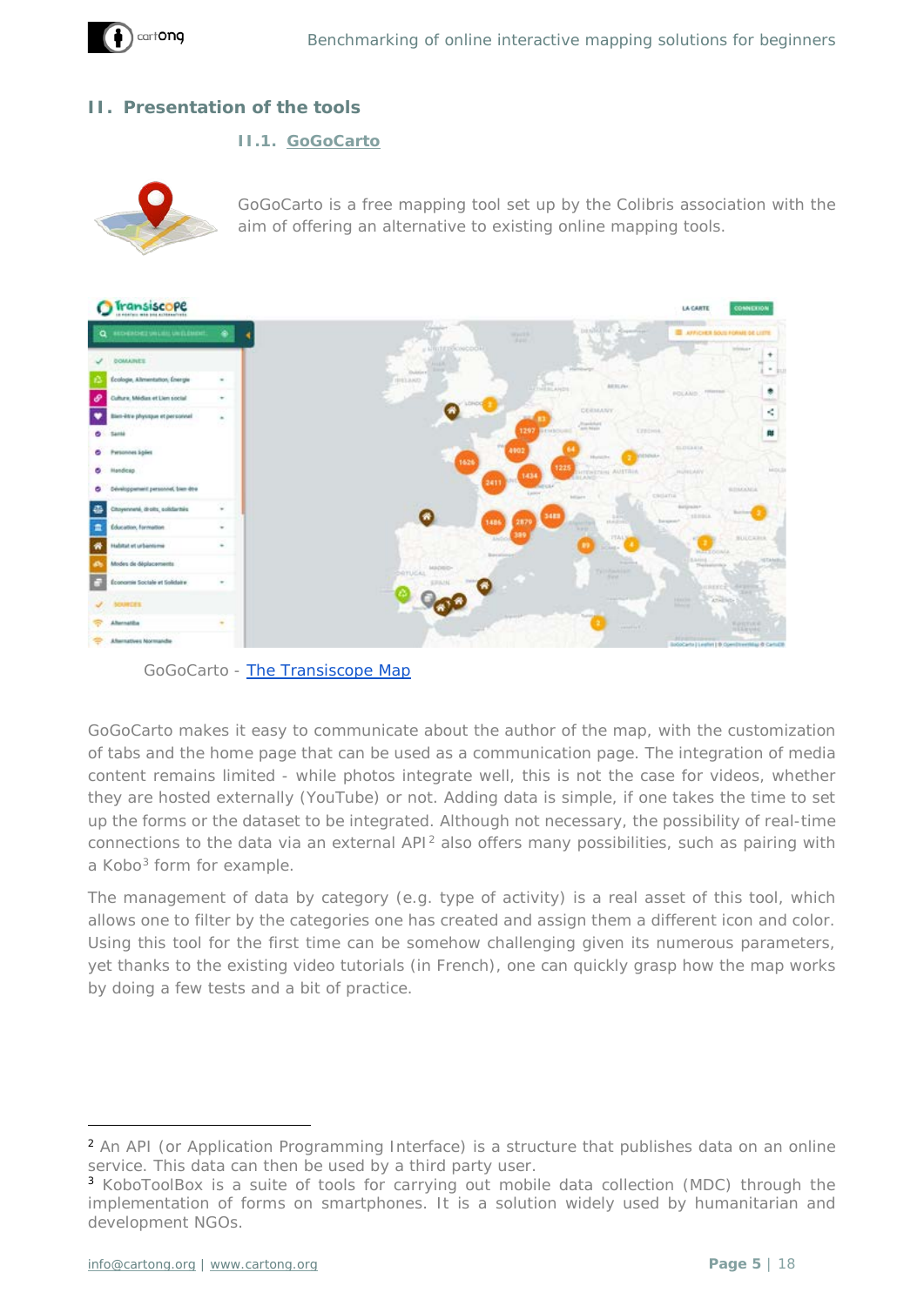## II. Presentation of the tools

### II.1. GoGoCarto

GoGoCarto is a free mapping tool set up by the Colibris association with the aim of offering an alternative to existing online mapping tools.

GoGoCarto - The Transiscope Map

GoGoCarto makes it easy to communicate about the author of the map, with the customization of tabs and the home page that can be used as a communication page. The integration of media content remains limited - while photos integrate well, this is not the case for videos, whether they are hosted externally (YouTube) or not. Adding data is simple, if one takes the time to set up the forms or the dataset to be integrated. Although not necessary, the possibility of real-time connections to the data via an external API[2] also offers many possibilities, such as pairing with a Kobo[3] form for example.

The management of data by category (e.g. type of activity) is a real asset of this tool, which allows one to filter by the categories one has created and assign them a different icon and color. Using this tool for the first time can be somehow challenging given its numerous parameters, yet thanks to the existing video tutorials (in French), one can quickly grasp how the map works by doing a few tests and a bit of practice.

---

[2] An API (or Application Programming Interface) is a structure that publishes data on an online service. This data can then be used by a third party user.

[3] KoboToolBox is a suite of tools for carrying out mobile data collection (MDC) through the implementation of forms on smartphones. It is a solution widely used by humanitarian and development NGOs.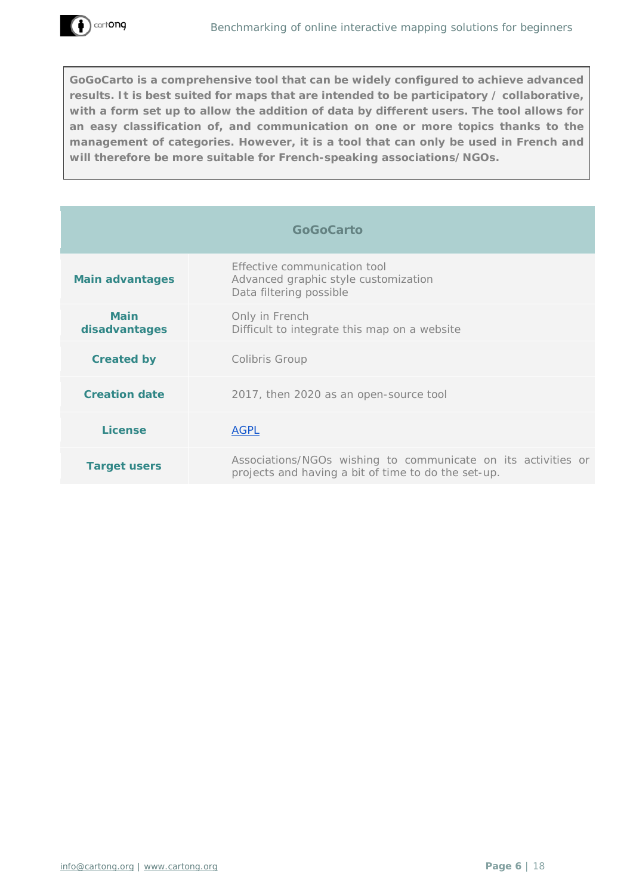**GoGoCarto is a comprehensive tool that can be widely configured to achieve advanced results. It is best suited for maps that are intended to be participatory / collaborative, with a form set up to allow the addition of data by different users. The tool allows for an easy classification of, and communication on one or more topics thanks to the management of categories. However, it is a tool that can only be used in French and will therefore be more suitable for French-speaking associations/NGOs.**

| GoGoCarto | |
|---|---|
| **Main advantages** | Effective communication tool<br>Advanced graphic style customization<br>Data filtering possible |
| **Main disadvantages** | Only in French<br>Difficult to integrate this map on a website |
| **Created by** | Colibris Group |
| **Creation date** | 2017, then 2020 as an open-source tool |
| **License** | AGPL |
| **Target users** | Associations/NGOs wishing to communicate on its activities or projects and having a bit of time to do the set-up. |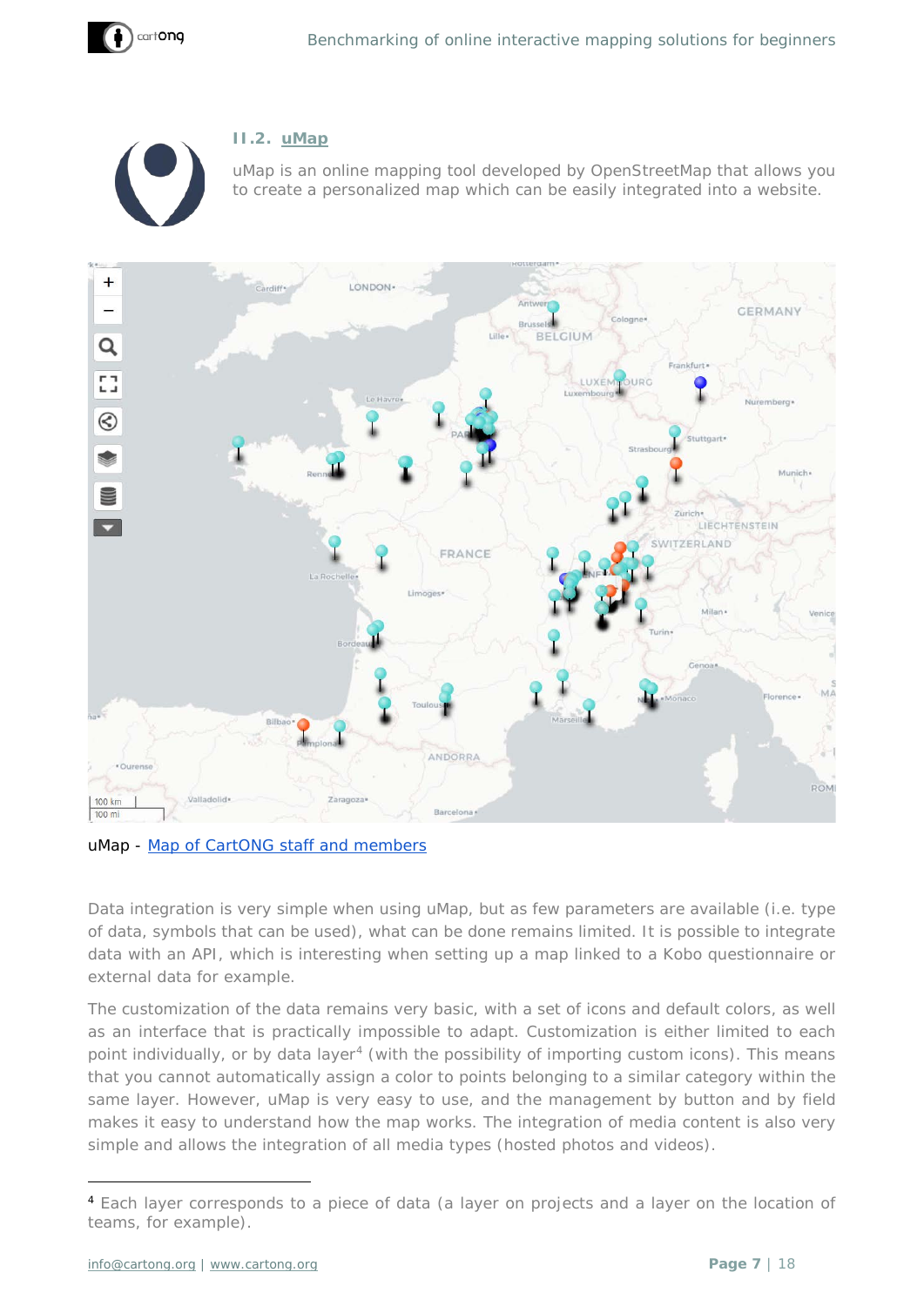### II.2. uMap

uMap is an online mapping tool developed by OpenStreetMap that allows you to create a personalized map which can be easily integrated into a website.

uMap - Map of CartONG staff and members

Data integration is very simple when using uMap, but as few parameters are available (i.e. type of data, symbols that can be used), what can be done remains limited. It is possible to integrate data with an API, which is interesting when setting up a map linked to a Kobo questionnaire or external data for example.

The customization of the data remains very basic, with a set of icons and default colors, as well as an interface that is practically impossible to adapt. Customization is either limited to each point individually, or by data layer[4] (with the possibility of importing custom icons). This means that you cannot automatically assign a color to points belonging to a similar category within the same layer. However, uMap is very easy to use, and the management by button and by field makes it easy to understand how the map works. The integration of media content is also very simple and allows the integration of all media types (hosted photos and videos).

[4] Each layer corresponds to a piece of data (a layer on projects and a layer on the location of teams, for example).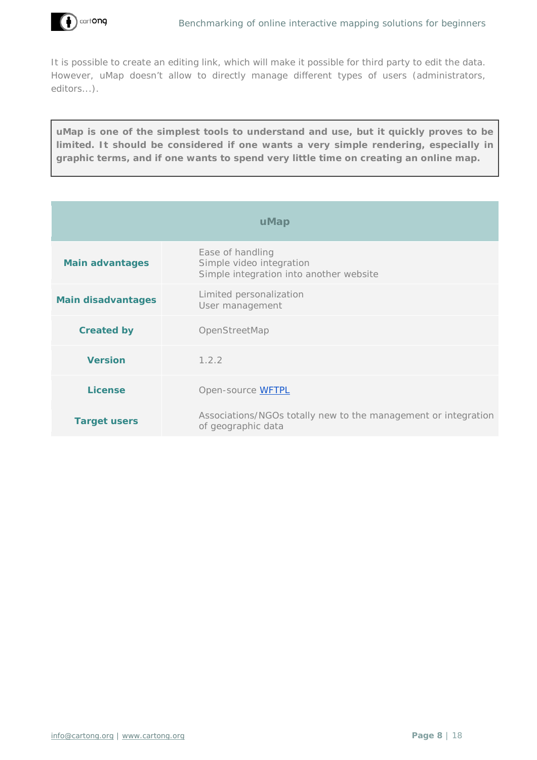It is possible to create an editing link, which will make it possible for third party to edit the data. However, uMap doesn't allow to directly manage different types of users (administrators, editors…).

> **uMap is one of the simplest tools to understand and use, but it quickly proves to be limited. It should be considered if one wants a very simple rendering, especially in graphic terms, and if one wants to spend very little time on creating an online map.**

| uMap | |
|---|---|
| **Main advantages** | Ease of handling<br>Simple video integration<br>Simple integration into another website |
| **Main disadvantages** | Limited personalization<br>User management |
| **Created by** | OpenStreetMap |
| **Version** | 1.2.2 |
| **License** | Open-source WFTPL |
| **Target users** | Associations/NGOs totally new to the management or integration of geographic data |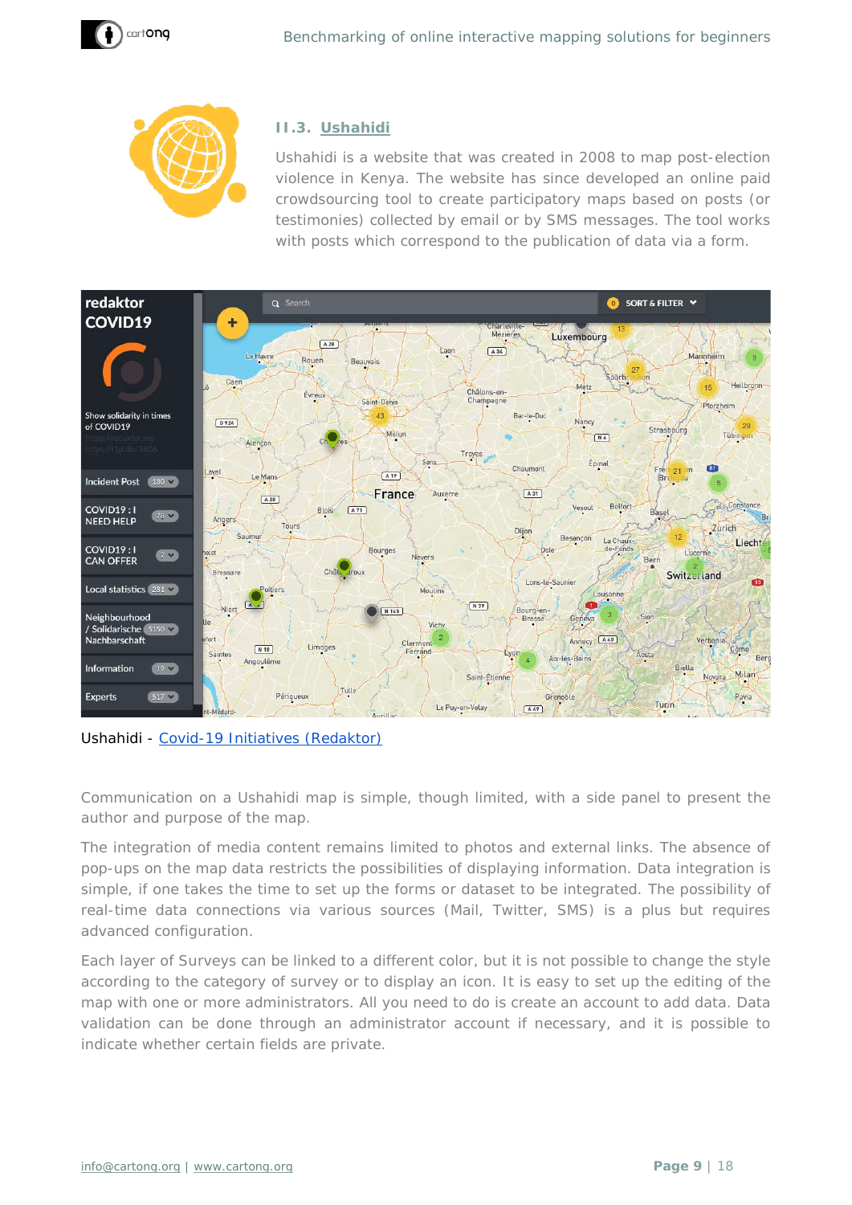### II.3. Ushahidi

Ushahidi is a website that was created in 2008 to map post-election violence in Kenya. The website has since developed an online paid crowdsourcing tool to create participatory maps based on posts (or testimonies) collected by email or by SMS messages. The tool works with posts which correspond to the publication of data via a form.

Ushahidi - [Covid-19 Initiatives (Redaktor)]

Communication on a Ushahidi map is simple, though limited, with a side panel to present the author and purpose of the map.

The integration of media content remains limited to photos and external links. The absence of pop-ups on the map data restricts the possibilities of displaying information. Data integration is simple, if one takes the time to set up the forms or dataset to be integrated. The possibility of real-time data connections via various sources (Mail, Twitter, SMS) is a plus but requires advanced configuration.

Each layer of Surveys can be linked to a different color, but it is not possible to change the style according to the category of survey or to display an icon. It is easy to set up the editing of the map with one or more administrators. All you need to do is create an account to add data. Data validation can be done through an administrator account if necessary, and it is possible to indicate whether certain fields are private.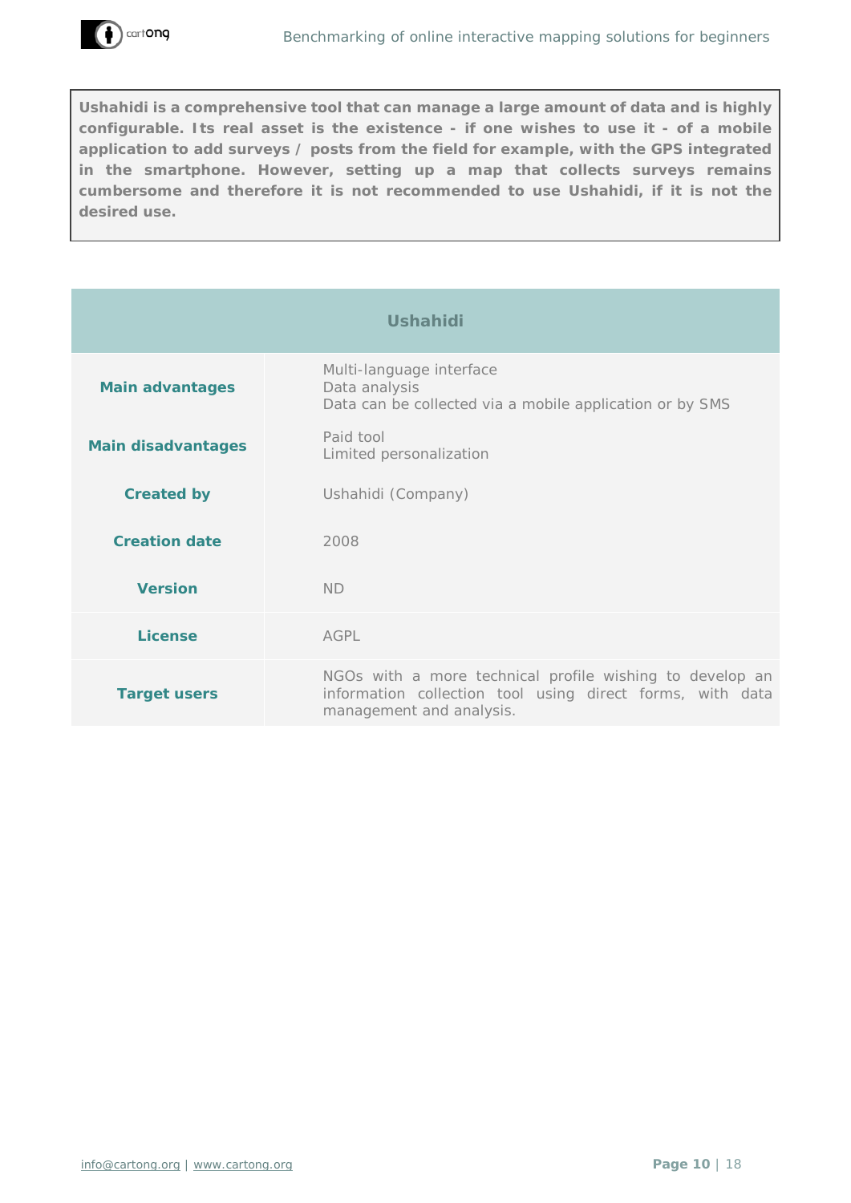**Ushahidi is a comprehensive tool that can manage a large amount of data and is highly configurable. Its real asset is the existence - if one wishes to use it - of a mobile application to add surveys / posts from the field for example, with the GPS integrated in the smartphone. However, setting up a map that collects surveys remains cumbersome and therefore it is not recommended to use Ushahidi, if it is not the desired use.**

| Ushahidi | |
|---|---|
| **Main advantages** | Multi-language interface<br>Data analysis<br>Data can be collected via a mobile application or by SMS |
| **Main disadvantages** | Paid tool<br>Limited personalization |
| **Created by** | Ushahidi (Company) |
| **Creation date** | 2008 |
| **Version** | ND |
| **License** | AGPL |
| **Target users** | NGOs with a more technical profile wishing to develop an information collection tool using direct forms, with data management and analysis. |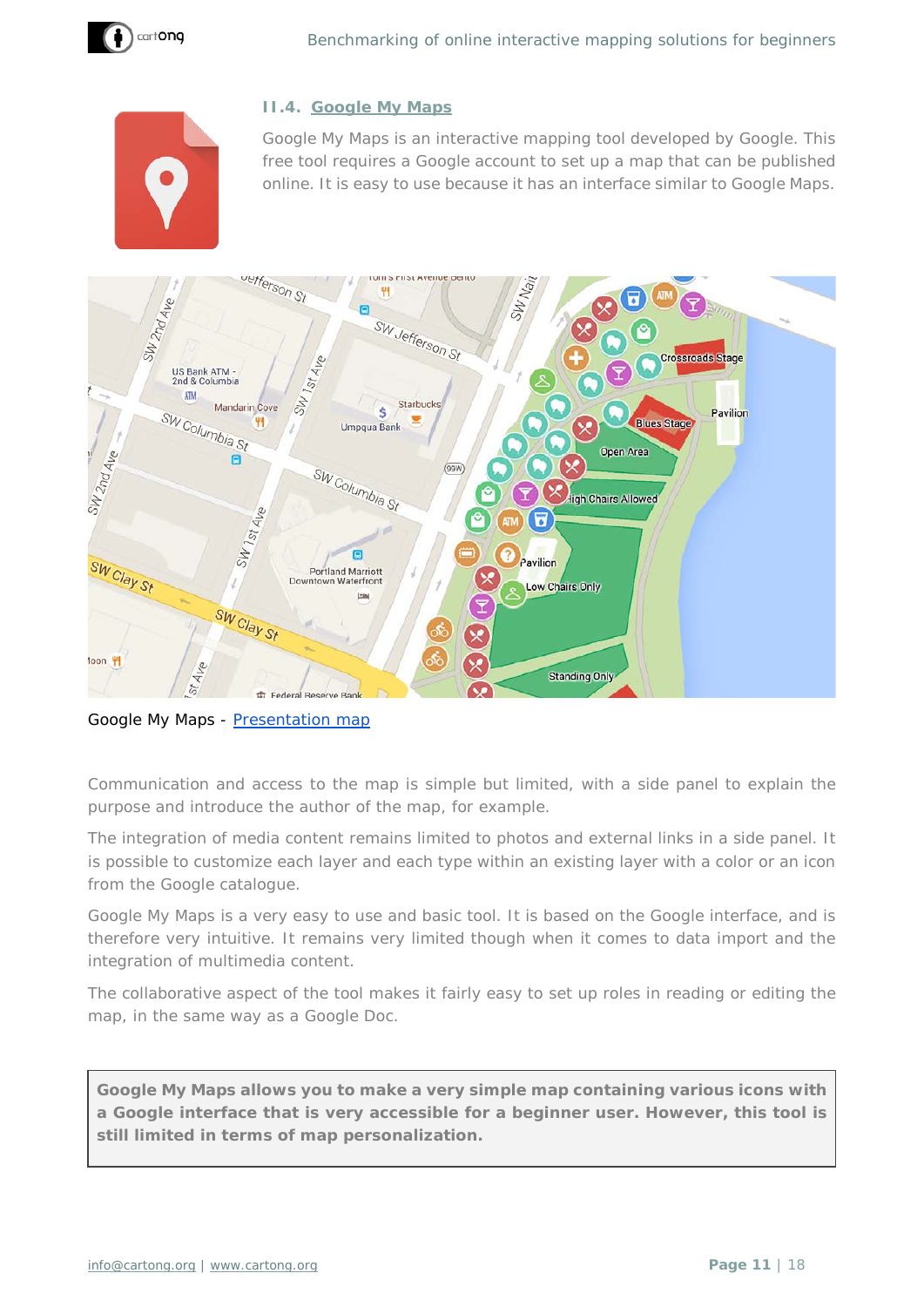### II.4. Google My Maps

Google My Maps is an interactive mapping tool developed by Google. This free tool requires a Google account to set up a map that can be published online. It is easy to use because it has an interface similar to Google Maps.

Google My Maps - Presentation map

Communication and access to the map is simple but limited, with a side panel to explain the purpose and introduce the author of the map, for example.

The integration of media content remains limited to photos and external links in a side panel. It is possible to customize each layer and each type within an existing layer with a color or an icon from the Google catalogue.

Google My Maps is a very easy to use and basic tool. It is based on the Google interface, and is therefore very intuitive. It remains very limited though when it comes to data import and the integration of multimedia content.

The collaborative aspect of the tool makes it fairly easy to set up roles in reading or editing the map, in the same way as a Google Doc.

**Google My Maps allows you to make a very simple map containing various icons with a Google interface that is very accessible for a beginner user. However, this tool is still limited in terms of map personalization.**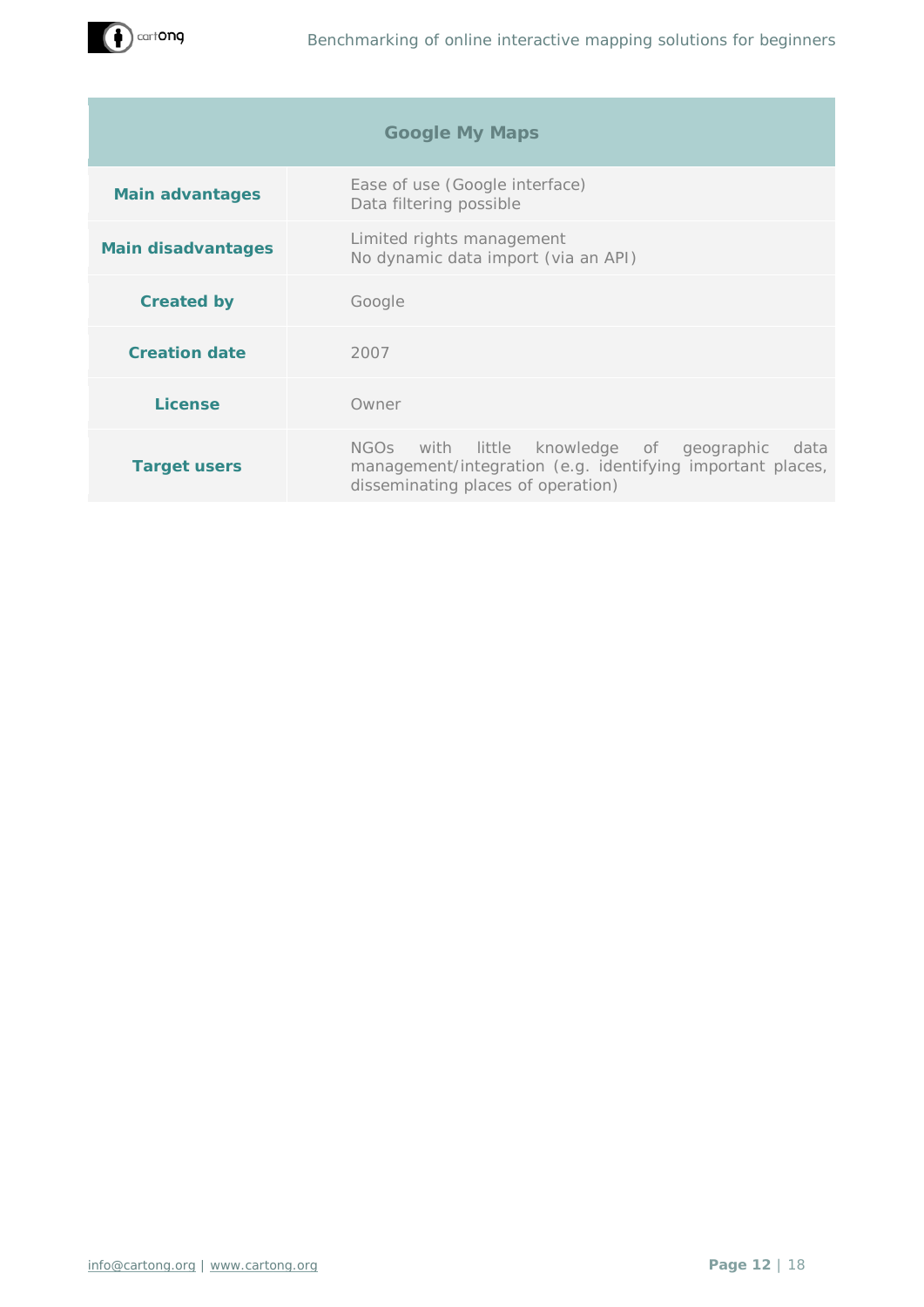| Google My Maps | |
|---|---|
| **Main advantages** | Ease of use (Google interface)<br>Data filtering possible |
| **Main disadvantages** | Limited rights management<br>No dynamic data import (via an API) |
| **Created by** | Google |
| **Creation date** | 2007 |
| **License** | Owner |
| **Target users** | NGOs with little knowledge of geographic data management/integration (e.g. identifying important places, disseminating places of operation) |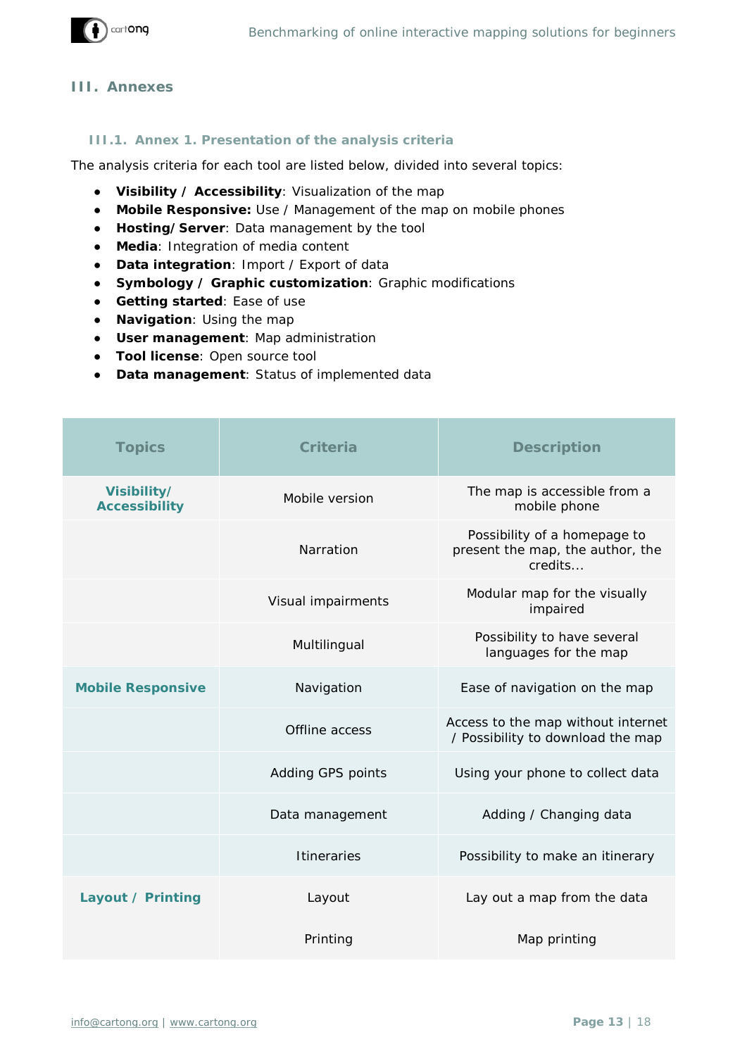# III. Annexes

## III.1. Annex 1. Presentation of the analysis criteria

The analysis criteria for each tool are listed below, divided into several topics:

- **Visibility / Accessibility**: Visualization of the map
- **Mobile Responsive:** Use / Management of the map on mobile phones
- **Hosting/Server**: Data management by the tool
- **Media**: Integration of media content
- **Data integration**: Import / Export of data
- **Symbology / Graphic customization**: Graphic modifications
- **Getting started**: Ease of use
- **Navigation**: Using the map
- **User management**: Map administration
- **Tool license**: Open source tool
- **Data management**: Status of implemented data

| Topics | Criteria | Description |
|---|---|---|
| **Visibility/ Accessibility** | Mobile version | The map is accessible from a mobile phone |
| | Narration | Possibility of a homepage to present the map, the author, the credits… |
| | Visual impairments | Modular map for the visually impaired |
| | Multilingual | Possibility to have several languages for the map |
| **Mobile Responsive** | Navigation | Ease of navigation on the map |
| | Offline access | Access to the map without internet / Possibility to download the map |
| | Adding GPS points | Using your phone to collect data |
| | Data management | Adding / Changing data |
| | Itineraries | Possibility to make an itinerary |
| **Layout / Printing** | Layout | Lay out a map from the data |
| | Printing | Map printing |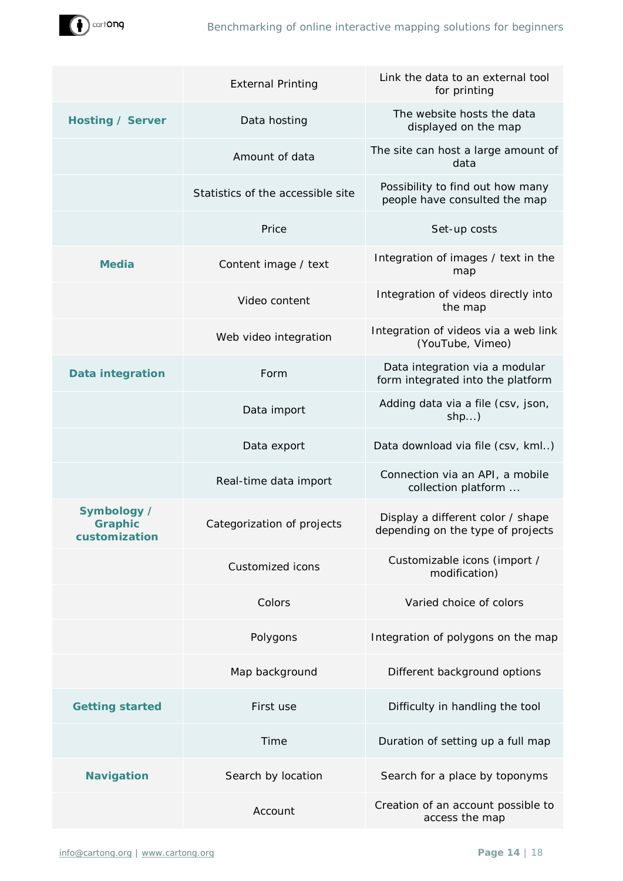| | | |
|---|---|---|
| | External Printing | Link the data to an external tool for printing |
| **Hosting / Server** | Data hosting | The website hosts the data displayed on the map |
| | Amount of data | The site can host a large amount of data |
| | Statistics of the accessible site | Possibility to find out how many people have consulted the map |
| | Price | Set-up costs |
| **Media** | Content image / text | Integration of images / text in the map |
| | Video content | Integration of videos directly into the map |
| | Web video integration | Integration of videos via a web link (YouTube, Vimeo) |
| **Data integration** | Form | Data integration via a modular form integrated into the platform |
| | Data import | Adding data via a file (csv, json, shp...) |
| | Data export | Data download via file (csv, kml..) |
| | Real-time data import | Connection via an API, a mobile collection platform ... |
| **Symbology / Graphic customization** | Categorization of projects | Display a different color / shape depending on the type of projects |
| | Customized icons | Customizable icons (import / modification) |
| | Colors | Varied choice of colors |
| | Polygons | Integration of polygons on the map |
| | Map background | Different background options |
| **Getting started** | First use | Difficulty in handling the tool |
| | Time | Duration of setting up a full map |
| **Navigation** | Search by location | Search for a place by toponyms |
| | Account | Creation of an account possible to access the map |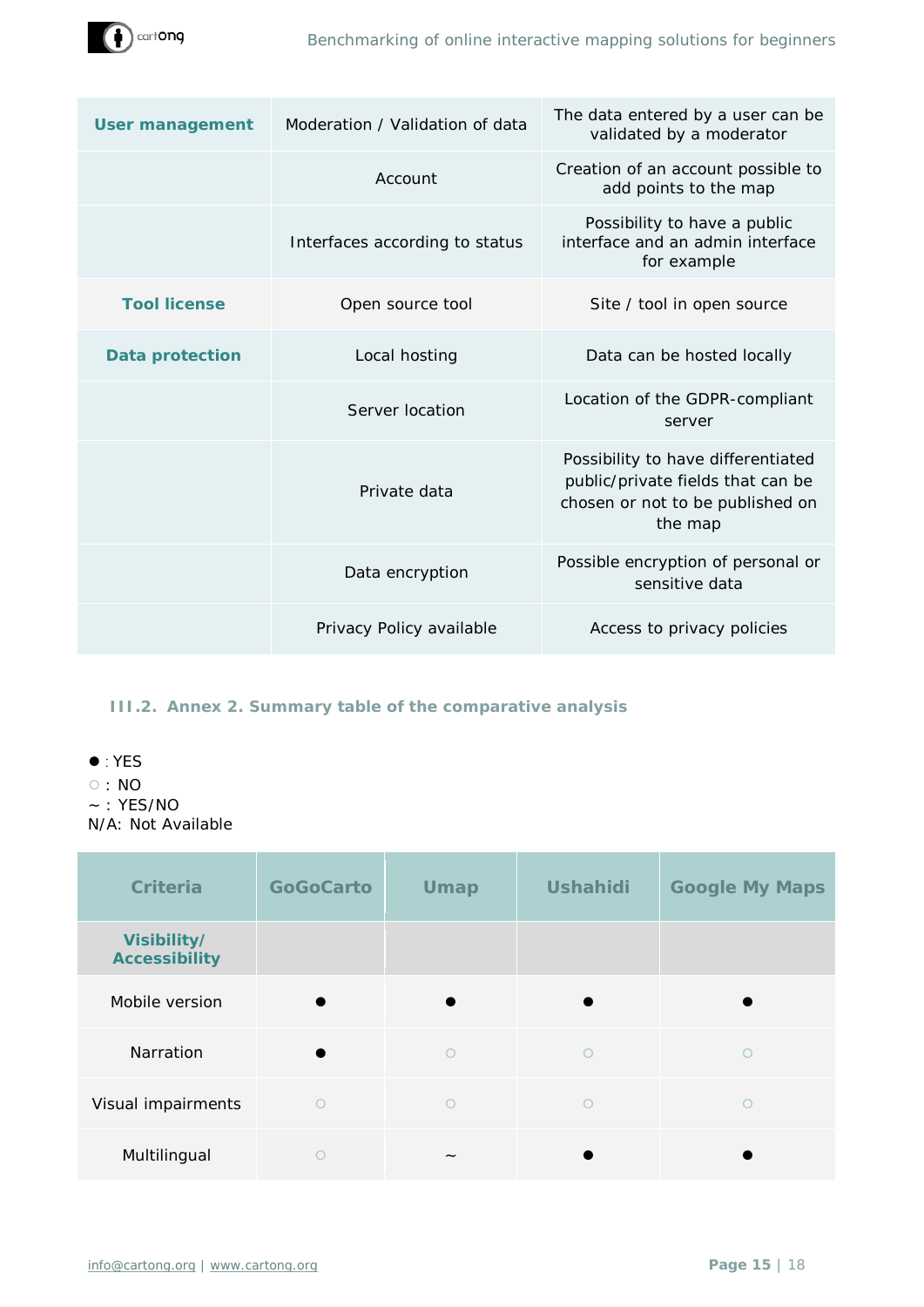| User management | Moderation / Validation of data | The data entered by a user can be validated by a moderator |
|---|---|---|
| | Account | Creation of an account possible to add points to the map |
| | Interfaces according to status | Possibility to have a public interface and an admin interface for example |
| **Tool license** | Open source tool | Site / tool in open source |
| **Data protection** | Local hosting | Data can be hosted locally |
| | Server location | Location of the GDPR-compliant server |
| | Private data | Possibility to have differentiated public/private fields that can be chosen or not to be published on the map |
| | Data encryption | Possible encryption of personal or sensitive data |
| | Privacy Policy available | Access to privacy policies |

### III.2. Annex 2. Summary table of the comparative analysis

● : YES
○ : NO
~ : YES/NO
N/A: Not Available

| Criteria | GoGoCarto | Umap | Ushahidi | Google My Maps |
|---|---|---|---|---|
| **Visibility/ Accessibility** | | | | |
| Mobile version | ● | ● | ● | ● |
| Narration | ● | ○ | ○ | ○ |
| Visual impairments | ○ | ○ | ○ | ○ |
| Multilingual | ○ | ~ | ● | ● |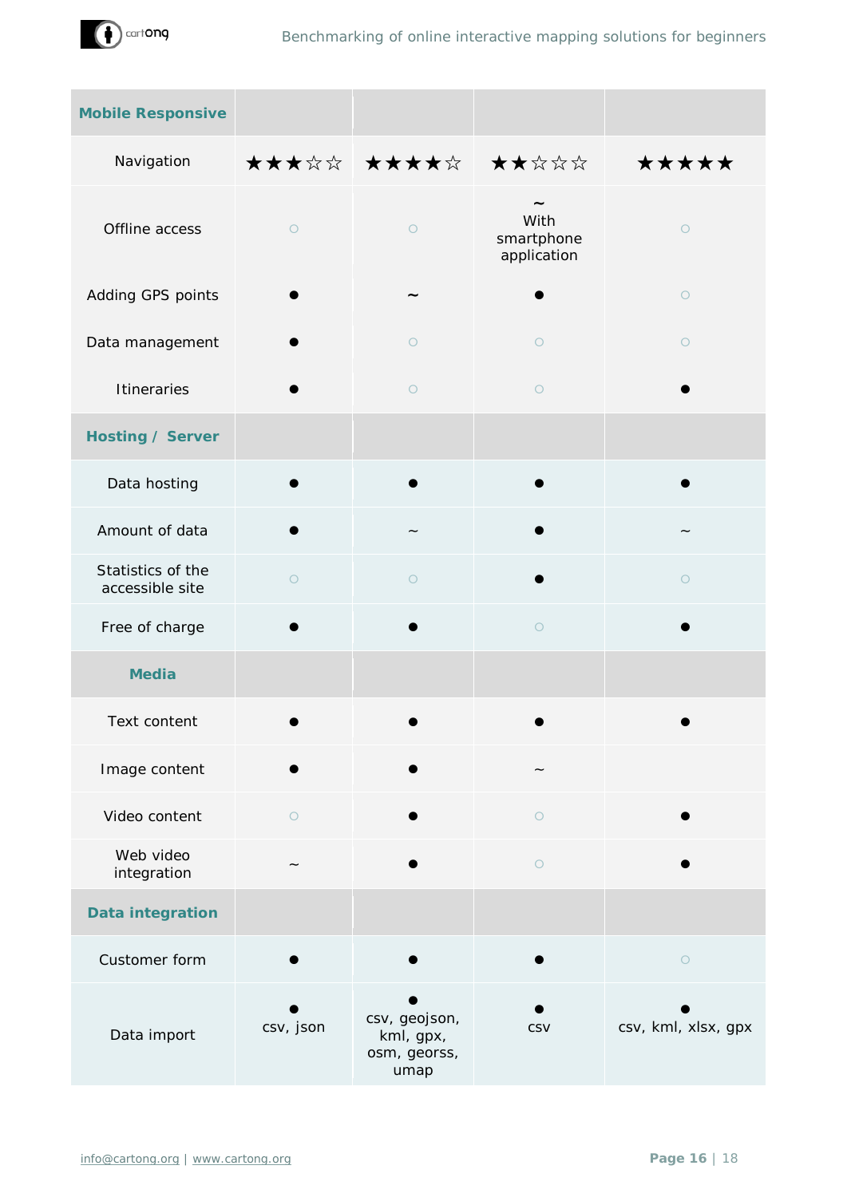| **Mobile Responsive** | | | | |
|---|---|---|---|---|
| Navigation | ★★★☆☆ | ★★★★☆ | ★★☆☆☆ | ★★★★★ |
| Offline access | ○ | ○ | ~ With smartphone application | ○ |
| Adding GPS points | ● | ~ | ● | ○ |
| Data management | ● | ○ | ○ | ○ |
| Itineraries | ● | ○ | ○ | ● |
| **Hosting / Server** | | | | |
| Data hosting | ● | ● | ● | ● |
| Amount of data | ● | ~ | ● | ~ |
| Statistics of the accessible site | ○ | ○ | ● | ○ |
| Free of charge | ● | ● | ○ | ● |
| **Media** | | | | |
| Text content | ● | ● | ● | ● |
| Image content | ● | ● | ~ | |
| Video content | ○ | ● | ○ | ● |
| Web video integration | ~ | ● | ○ | ● |
| **Data integration** | | | | |
| Customer form | ● | ● | ● | ○ |
| Data import | ● csv, json | ● csv, geojson, kml, gpx, osm, georss, umap | ● csv | ● csv, kml, xlsx, gpx |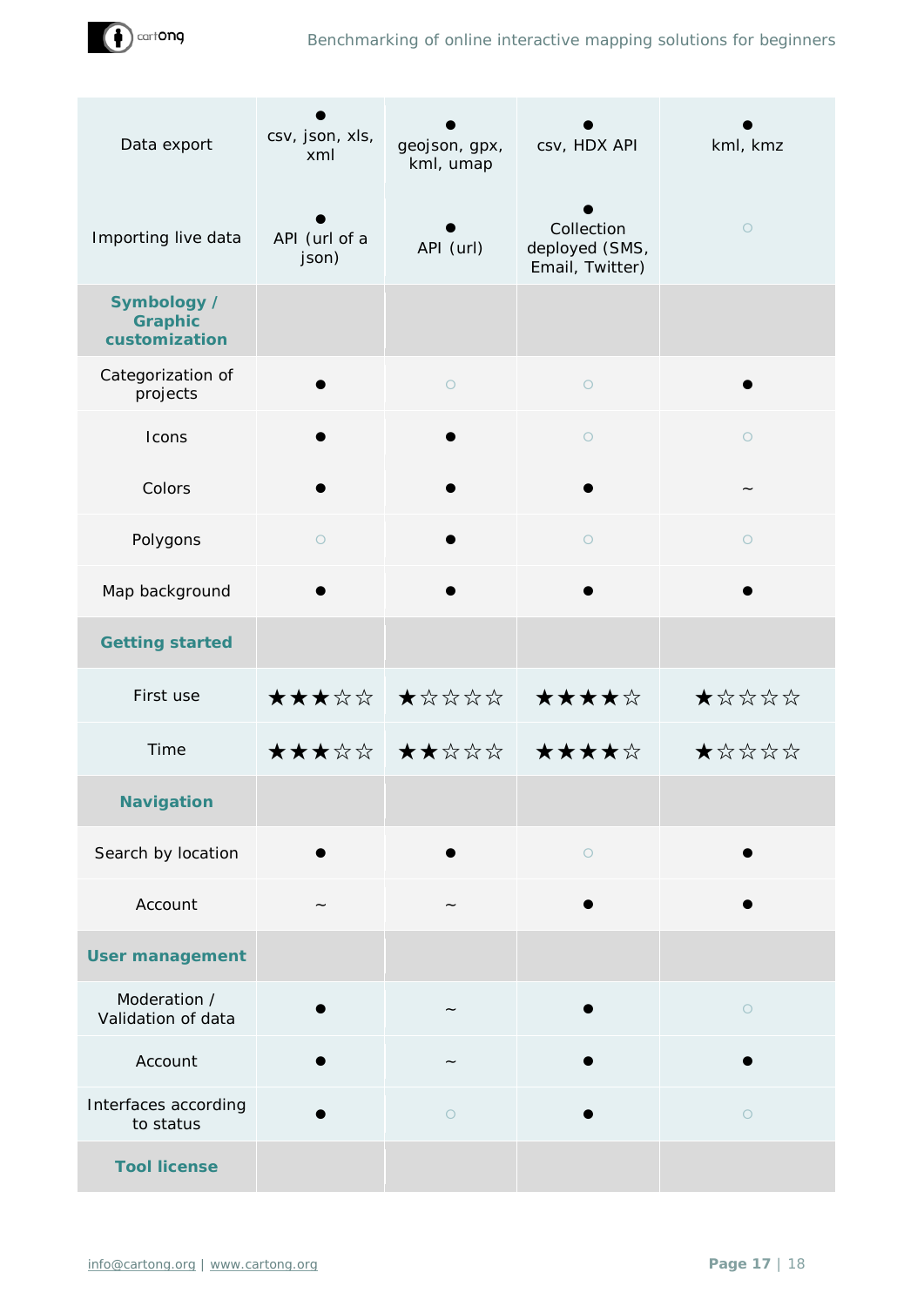| | | | | |
|---|---|---|---|---|
| Data export | ●<br>csv, json, xls, xml | ●<br>geojson, gpx, kml, umap | ●<br>csv, HDX API | ●<br>kml, kmz |
| Importing live data | ●<br>API (url of a json) | ●<br>API (url) | ●<br>Collection deployed (SMS, Email, Twitter) | ○ |
| **Symbology / Graphic customization** | | | | |
| Categorization of projects | ● | ○ | ○ | ● |
| Icons | ● | ● | ○ | ○ |
| Colors | ● | ● | ● | ~ |
| Polygons | ○ | ● | ○ | ○ |
| Map background | ● | ● | ● | ● |
| **Getting started** | | | | |
| First use | ★★★☆☆ | ★☆☆☆☆ | ★★★★☆ | ★☆☆☆☆ |
| Time | ★★★☆☆ | ★★☆☆☆ | ★★★★☆ | ★☆☆☆☆ |
| **Navigation** | | | | |
| Search by location | ● | ● | ○ | ● |
| Account | ~ | ~ | ● | ● |
| **User management** | | | | |
| Moderation / Validation of data | ● | ~ | ● | ○ |
| Account | ● | ~ | ● | ● |
| Interfaces according to status | ● | ○ | ● | ○ |
| **Tool license** | | | | |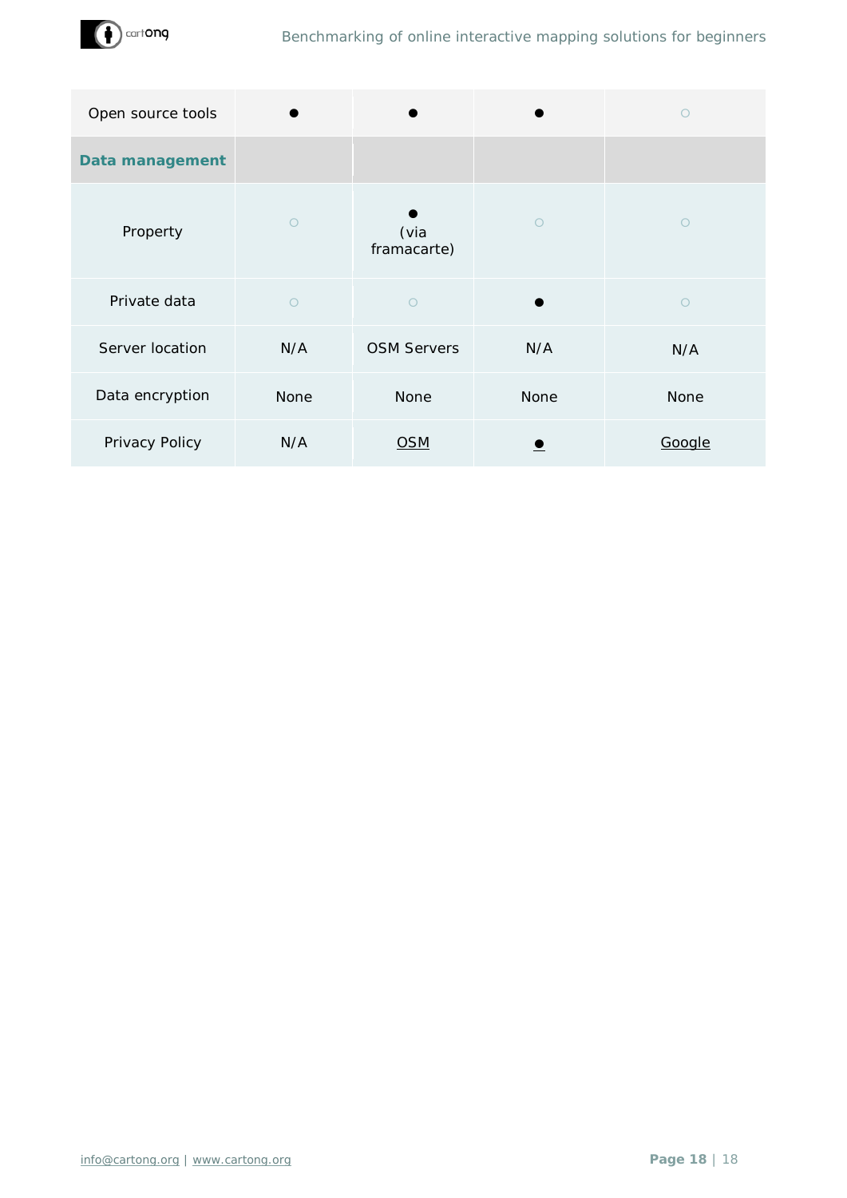| | | | | |
|---|---|---|---|---|
| Open source tools | ● | ● | ● | ○ |
| **Data management** | | | | |
| Property | ○ | ● (via framacarte) | ○ | ○ |
| Private data | ○ | ○ | ● | ○ |
| Server location | N/A | OSM Servers | N/A | N/A |
| Data encryption | None | None | None | None |
| Privacy Policy | N/A | OSM | ● | Google |